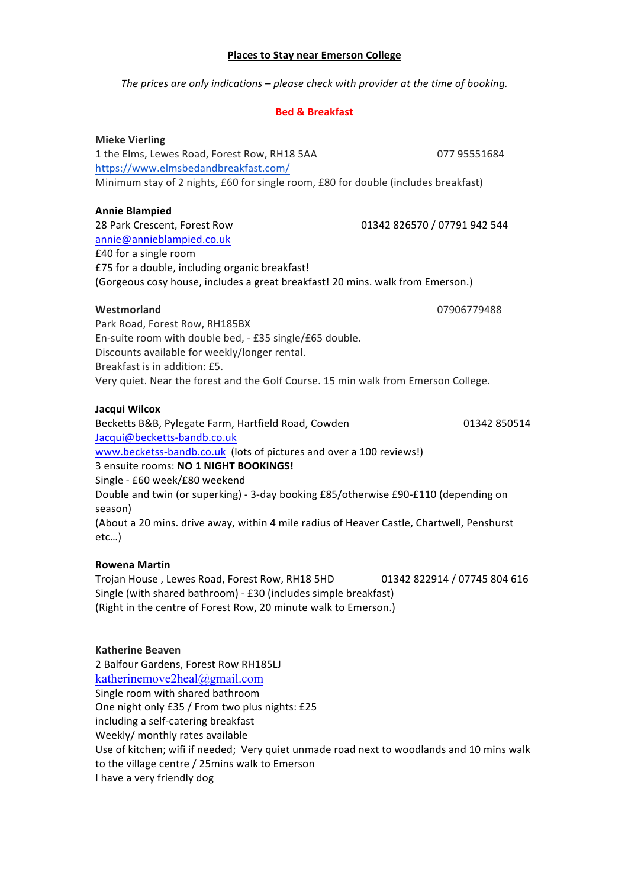# Places to Stay near Emerson College

*The prices are only indications – please check with provider at the time of booking.*

## Bed & Breakfast

**Mieke Vierling**
1 the Elms, Lewes Road, Forest Row, RH18 5AA 077 95551684
https://www.elmsbedandbreakfast.com/
Minimum stay of 2 nights, £60 for single room, £80 for double (includes breakfast)

**Annie Blampied**
28 Park Crescent, Forest Row 01342 826570 / 07791 942 544
annie@annieblampied.co.uk
£40 for a single room
£75 for a double, including organic breakfast!
(Gorgeous cosy house, includes a great breakfast! 20 mins. walk from Emerson.)

**Westmorland** 07906779488
Park Road, Forest Row, RH185BX
En-suite room with double bed, - £35 single/£65 double.
Discounts available for weekly/longer rental.
Breakfast is in addition: £5.
Very quiet. Near the forest and the Golf Course. 15 min walk from Emerson College.

**Jacqui Wilcox**
Becketts B&B, Pylegate Farm, Hartfield Road, Cowden 01342 850514
Jacqui@becketts-bandb.co.uk
www.becketss-bandb.co.uk (lots of pictures and over a 100 reviews!)
3 ensuite rooms: **NO 1 NIGHT BOOKINGS!**
Single - £60 week/£80 weekend
Double and twin (or superking) - 3-day booking £85/otherwise £90-£110 (depending on season)
(About a 20 mins. drive away, within 4 mile radius of Heaver Castle, Chartwell, Penshurst etc…)

**Rowena Martin**
Trojan House , Lewes Road, Forest Row, RH18 5HD 01342 822914 / 07745 804 616
Single (with shared bathroom) - £30 (includes simple breakfast)
(Right in the centre of Forest Row, 20 minute walk to Emerson.)

**Katherine Beaven**
2 Balfour Gardens, Forest Row RH185LJ
katherinemove2heal@gmail.com
Single room with shared bathroom
One night only £35 / From two plus nights: £25
including a self-catering breakfast
Weekly/ monthly rates available
Use of kitchen; wifi if needed; Very quiet unmade road next to woodlands and 10 mins walk to the village centre / 25mins walk to Emerson
I have a very friendly dog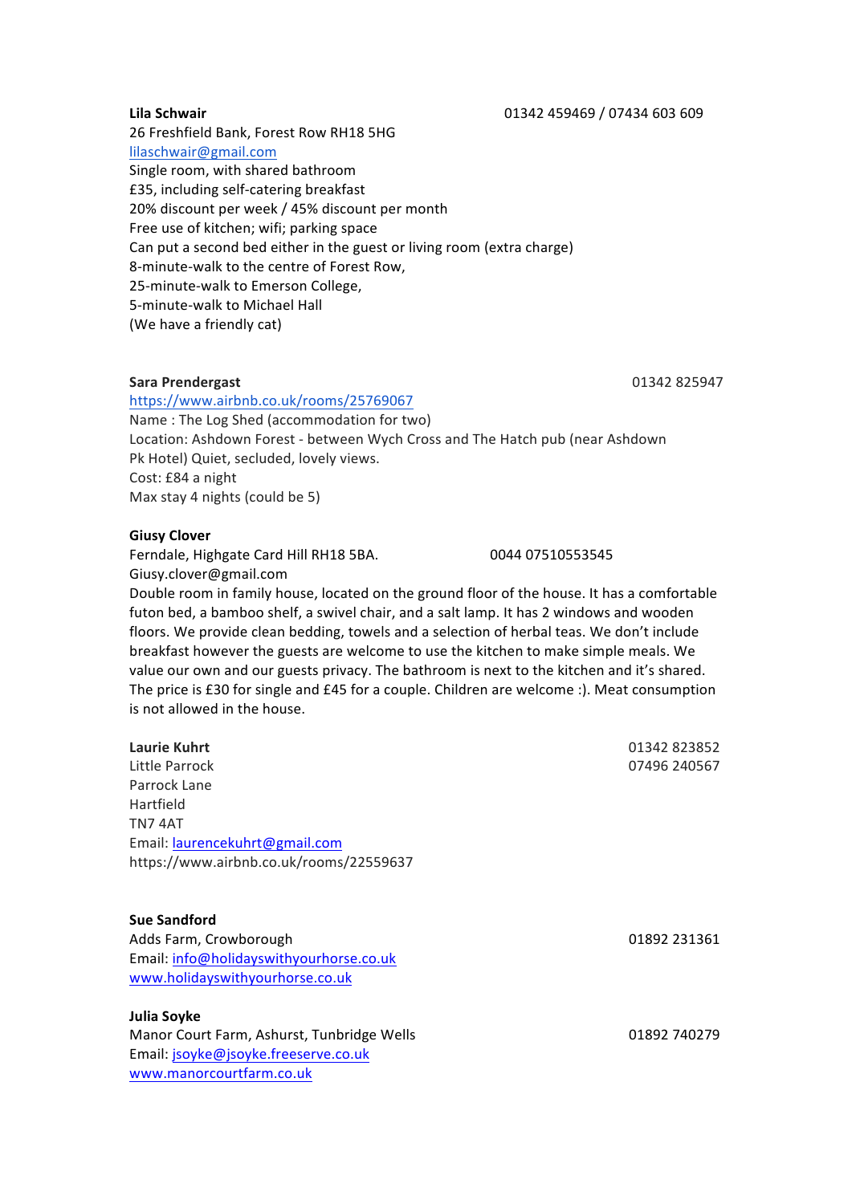**Lila Schwair** 01342 459469 / 07434 603 609
26 Freshfield Bank, Forest Row RH18 5HG
lilaschwair@gmail.com
Single room, with shared bathroom
£35, including self-catering breakfast
20% discount per week / 45% discount per month
Free use of kitchen; wifi; parking space
Can put a second bed either in the guest or living room (extra charge)
8-minute-walk to the centre of Forest Row,
25-minute-walk to Emerson College,
5-minute-walk to Michael Hall
(We have a friendly cat)

**Sara Prendergast** 01342 825947
https://www.airbnb.co.uk/rooms/25769067
Name : The Log Shed (accommodation for two)
Location: Ashdown Forest - between Wych Cross and The Hatch pub (near Ashdown Pk Hotel) Quiet, secluded, lovely views.
Cost: £84 a night
Max stay 4 nights (could be 5)

**Giusy Clover**
Ferndale, Highgate Card Hill RH18 5BA. 0044 07510553545
Giusy.clover@gmail.com
Double room in family house, located on the ground floor of the house. It has a comfortable futon bed, a bamboo shelf, a swivel chair, and a salt lamp. It has 2 windows and wooden floors. We provide clean bedding, towels and a selection of herbal teas. We don't include breakfast however the guests are welcome to use the kitchen to make simple meals. We value our own and our guests privacy. The bathroom is next to the kitchen and it's shared. The price is £30 for single and £45 for a couple. Children are welcome :). Meat consumption is not allowed in the house.

**Laurie Kuhrt** 01342 823852 / 07496 240567
Little Parrock
Parrock Lane
Hartfield
TN7 4AT
Email: laurencekuhrt@gmail.com
https://www.airbnb.co.uk/rooms/22559637

**Sue Sandford**
Adds Farm, Crowborough 01892 231361
Email: info@holidayswithyourhorse.co.uk
www.holidayswithyourhorse.co.uk

**Julia Soyke**
Manor Court Farm, Ashurst, Tunbridge Wells 01892 740279
Email: jsoyke@jsoyke.freeserve.co.uk
www.manorcourtfarm.co.uk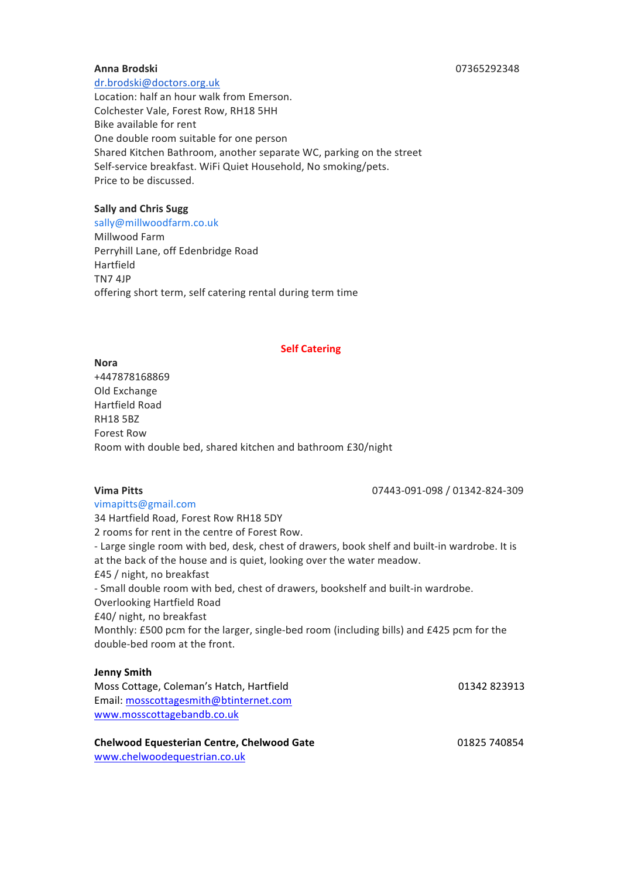**Anna Brodski** 07365292348

dr.brodski@doctors.org.uk

Location: half an hour walk from Emerson.

Colchester Vale, Forest Row, RH18 5HH

Bike available for rent

One double room suitable for one person

Shared Kitchen Bathroom, another separate WC, parking on the street

Self-service breakfast. WiFi Quiet Household, No smoking/pets.

Price to be discussed.

**Sally and Chris Sugg**

sally@millwoodfarm.co.uk

Millwood Farm

Perryhill Lane, off Edenbridge Road

Hartfield

TN7 4JP

offering short term, self catering rental during term time

## Self Catering

**Nora**

+447878168869

Old Exchange

Hartfield Road

RH18 5BZ

Forest Row

Room with double bed, shared kitchen and bathroom £30/night

**Vima Pitts** 07443-091-098 / 01342-824-309

vimapitts@gmail.com

34 Hartfield Road, Forest Row RH18 5DY

2 rooms for rent in the centre of Forest Row.

- Large single room with bed, desk, chest of drawers, book shelf and built-in wardrobe. It is at the back of the house and is quiet, looking over the water meadow.

£45 / night, no breakfast

- Small double room with bed, chest of drawers, bookshelf and built-in wardrobe. Overlooking Hartfield Road

£40/ night, no breakfast

Monthly: £500 pcm for the larger, single-bed room (including bills) and £425 pcm for the double-bed room at the front.

**Jenny Smith**

Moss Cottage, Coleman's Hatch, Hartfield 01342 823913

Email: mosscottagesmith@btinternet.com

www.mosscottagebandb.co.uk

**Chelwood Equesterian Centre, Chelwood Gate** 01825 740854

www.chelwoodequestrian.co.uk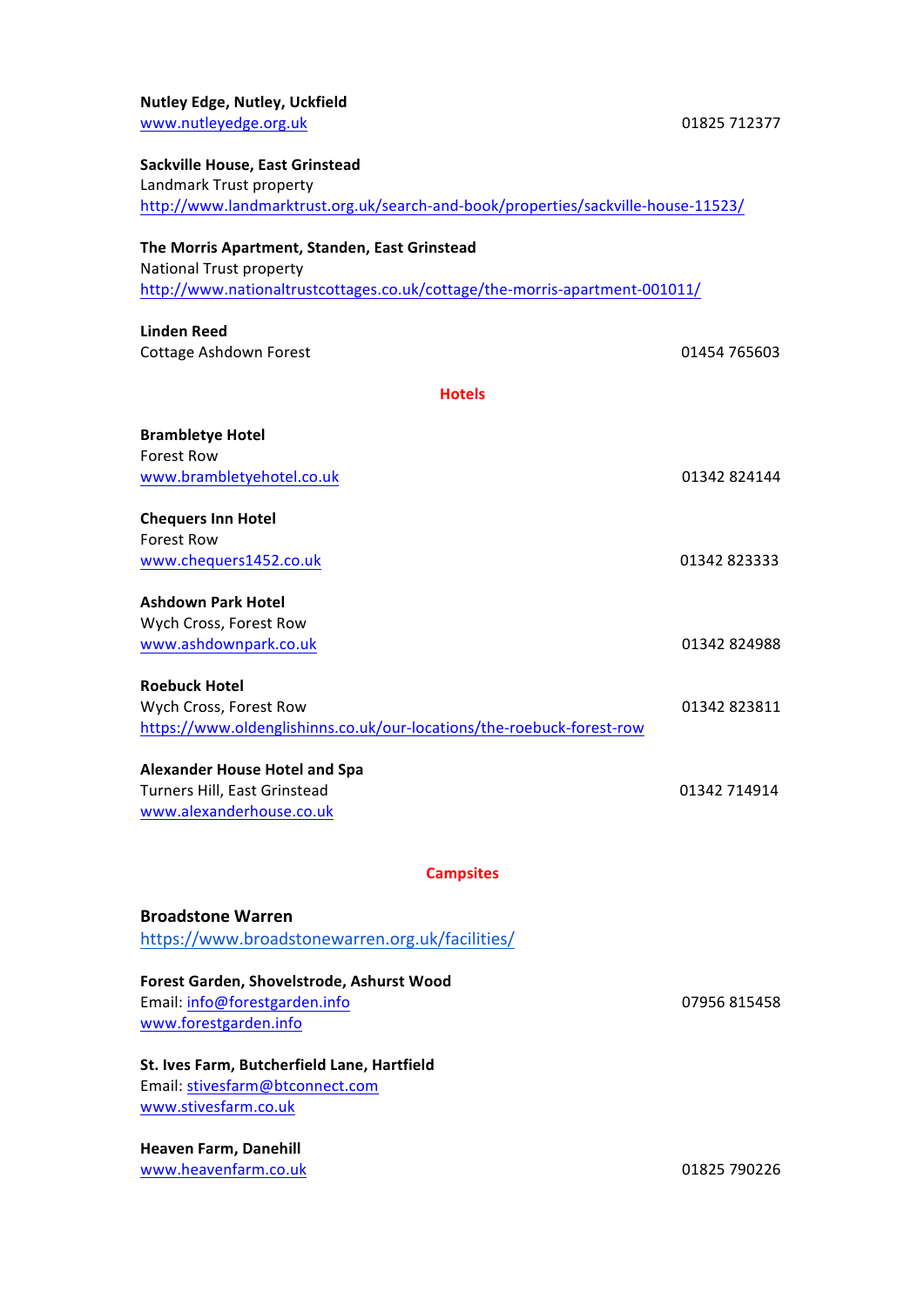**Nutley Edge, Nutley, Uckfield**
www.nutleyedge.org.uk 01825 712377

**Sackville House, East Grinstead**
Landmark Trust property
http://www.landmarktrust.org.uk/search-and-book/properties/sackville-house-11523/

**The Morris Apartment, Standen, East Grinstead**
National Trust property
http://www.nationaltrustcottages.co.uk/cottage/the-morris-apartment-001011/

**Linden Reed**
Cottage Ashdown Forest 01454 765603

## Hotels

**Brambletye Hotel**
Forest Row
www.brambletyehotel.co.uk 01342 824144

**Chequers Inn Hotel**
Forest Row
www.chequers1452.co.uk 01342 823333

**Ashdown Park Hotel**
Wych Cross, Forest Row
www.ashdownpark.co.uk 01342 824988

**Roebuck Hotel**
Wych Cross, Forest Row 01342 823811
https://www.oldenglishinns.co.uk/our-locations/the-roebuck-forest-row

**Alexander House Hotel and Spa**
Turners Hill, East Grinstead 01342 714914
www.alexanderhouse.co.uk

## Campsites

**Broadstone Warren**
https://www.broadstonewarren.org.uk/facilities/

**Forest Garden, Shovelstrode, Ashurst Wood**
Email: info@forestgarden.info 07956 815458
www.forestgarden.info

**St. Ives Farm, Butcherfield Lane, Hartfield**
Email: stivesfarm@btconnect.com
www.stivesfarm.co.uk

**Heaven Farm, Danehill**
www.heavenfarm.co.uk 01825 790226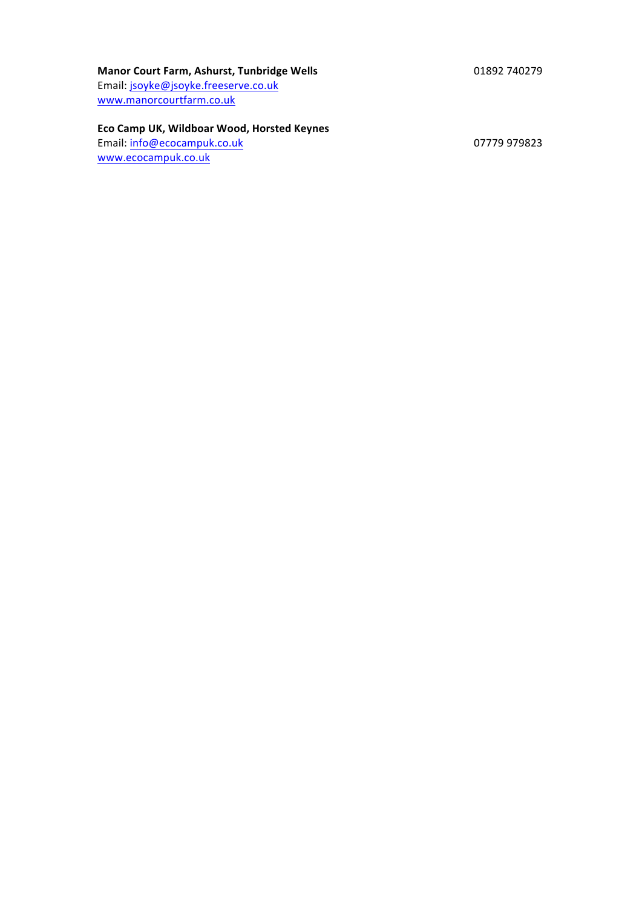**Manor Court Farm, Ashurst, Tunbridge Wells** 01892 740279
Email: jsoyke@jsoyke.freeserve.co.uk
www.manorcourtfarm.co.uk

**Eco Camp UK, Wildboar Wood, Horsted Keynes**
Email: info@ecocampuk.co.uk 07779 979823
www.ecocampuk.co.uk